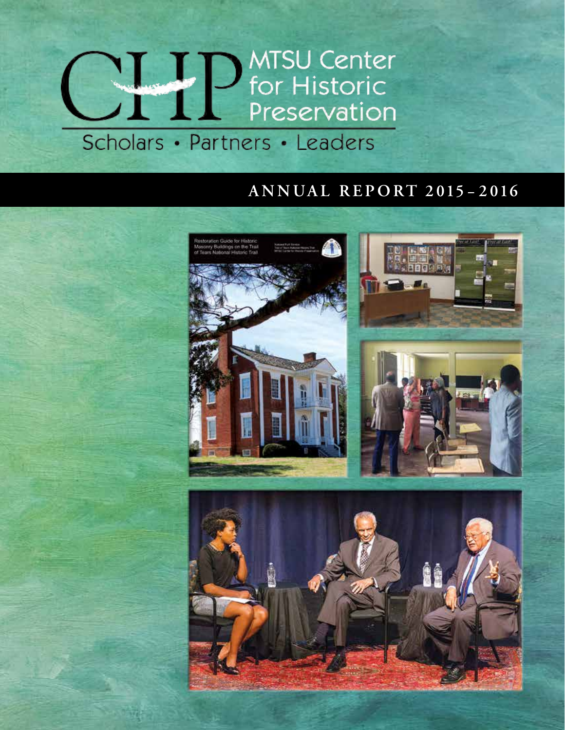# CHP MTSU Center for Historic Preservation

Scholars • Partners • Leaders

## ANNUAL REPORT 2015–2016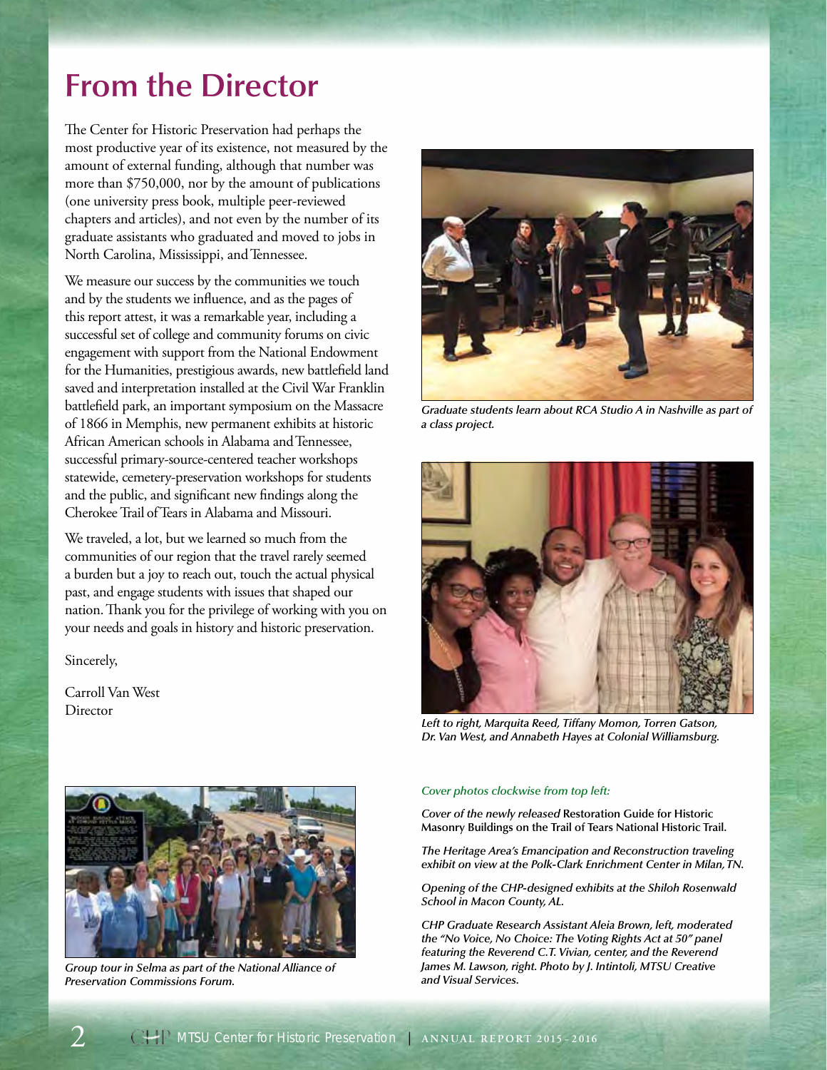# From the Director

The Center for Historic Preservation had perhaps the most productive year of its existence, not measured by the amount of external funding, although that number was more than $750,000, nor by the amount of publications (one university press book, multiple peer-reviewed chapters and articles), and not even by the number of its graduate assistants who graduated and moved to jobs in North Carolina, Mississippi, and Tennessee.

We measure our success by the communities we touch and by the students we influence, and as the pages of this report attest, it was a remarkable year, including a successful set of college and community forums on civic engagement with support from the National Endowment for the Humanities, prestigious awards, new battlefield land saved and interpretation installed at the Civil War Franklin battlefield park, an important symposium on the Massacre of 1866 in Memphis, new permanent exhibits at historic African American schools in Alabama and Tennessee, successful primary-source-centered teacher workshops statewide, cemetery-preservation workshops for students and the public, and significant new findings along the Cherokee Trail of Tears in Alabama and Missouri.

We traveled, a lot, but we learned so much from the communities of our region that the travel rarely seemed a burden but a joy to reach out, touch the actual physical past, and engage students with issues that shaped our nation. Thank you for the privilege of working with you on your needs and goals in history and historic preservation.

Sincerely,

Carroll Van West
Director

*Graduate students learn about RCA Studio A in Nashville as part of a class project.*

*Left to right, Marquita Reed, Tiffany Momon, Torren Gatson, Dr. Van West, and Annabeth Hayes at Colonial Williamsburg.*

*Group tour in Selma as part of the National Alliance of Preservation Commissions Forum.*

*Cover photos clockwise from top left:*

*Cover of the newly released* **Restoration Guide for Historic Masonry Buildings on the Trail of Tears National Historic Trail.**

*The Heritage Area's Emancipation and Reconstruction traveling exhibit on view at the Polk-Clark Enrichment Center in Milan, TN.*

*Opening of the CHP-designed exhibits at the Shiloh Rosenwald School in Macon County, AL.*

*CHP Graduate Research Assistant Aleia Brown, left, moderated the "No Voice, No Choice: The Voting Rights Act at 50" panel featuring the Reverend C.T. Vivian, center, and the Reverend James M. Lawson, right. Photo by J. Intintoli, MTSU Creative and Visual Services.*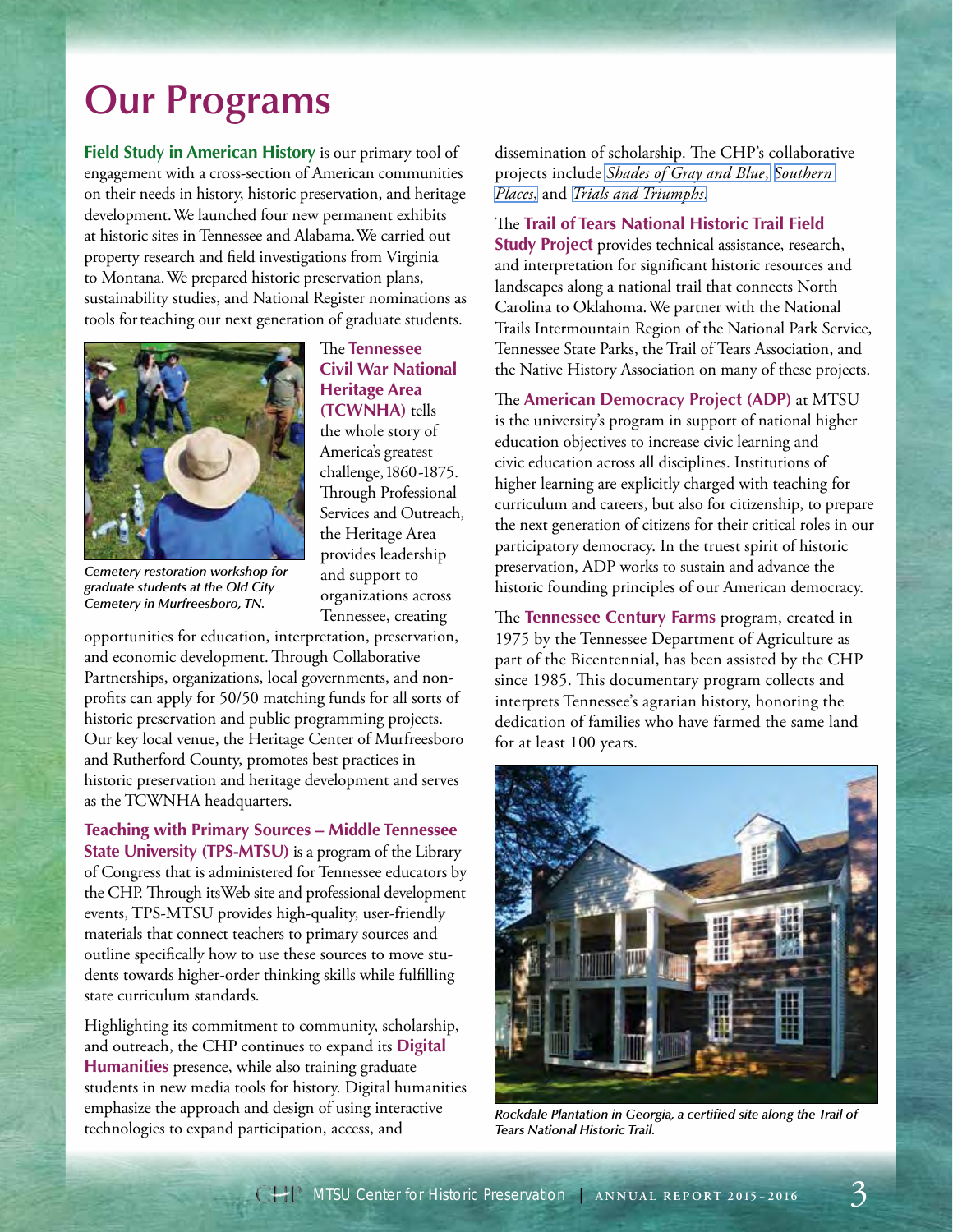# Our Programs

**Field Study in American History** is our primary tool of engagement with a cross-section of American communities on their needs in history, historic preservation, and heritage development. We launched four new permanent exhibits at historic sites in Tennessee and Alabama. We carried out property research and field investigations from Virginia to Montana. We prepared historic preservation plans, sustainability studies, and National Register nominations as tools for teaching our next generation of graduate students.

*Cemetery restoration workshop for graduate students at the Old City Cemetery in Murfreesboro, TN.*

The **Tennessee Civil War National Heritage Area (TCWNHA)** tells the whole story of America's greatest challenge, 1860-1875. Through Professional Services and Outreach, the Heritage Area provides leadership and support to organizations across Tennessee, creating opportunities for education, interpretation, preservation, and economic development. Through Collaborative Partnerships, organizations, local governments, and non-profits can apply for 50/50 matching funds for all sorts of historic preservation and public programming projects. Our key local venue, the Heritage Center of Murfreesboro and Rutherford County, promotes best practices in historic preservation and heritage development and serves as the TCWNHA headquarters.

**Teaching with Primary Sources – Middle Tennessee State University (TPS-MTSU)** is a program of the Library of Congress that is administered for Tennessee educators by the CHP. Through its Web site and professional development events, TPS-MTSU provides high-quality, user-friendly materials that connect teachers to primary sources and outline specifically how to use these sources to move students towards higher-order thinking skills while fulfilling state curriculum standards.

Highlighting its commitment to community, scholarship, and outreach, the CHP continues to expand its **Digital Humanities** presence, while also training graduate students in new media tools for history. Digital humanities emphasize the approach and design of using interactive technologies to expand participation, access, and dissemination of scholarship. The CHP's collaborative projects include *Shades of Gray and Blue*, *Southern Places*, and *Trials and Triumphs*.

The **Trail of Tears National Historic Trail Field Study Project** provides technical assistance, research, and interpretation for significant historic resources and landscapes along a national trail that connects North Carolina to Oklahoma. We partner with the National Trails Intermountain Region of the National Park Service, Tennessee State Parks, the Trail of Tears Association, and the Native History Association on many of these projects.

The **American Democracy Project (ADP)** at MTSU is the university's program in support of national higher education objectives to increase civic learning and civic education across all disciplines. Institutions of higher learning are explicitly charged with teaching for curriculum and careers, but also for citizenship, to prepare the next generation of citizens for their critical roles in our participatory democracy. In the truest spirit of historic preservation, ADP works to sustain and advance the historic founding principles of our American democracy.

The **Tennessee Century Farms** program, created in 1975 by the Tennessee Department of Agriculture as part of the Bicentennial, has been assisted by the CHP since 1985. This documentary program collects and interprets Tennessee's agrarian history, honoring the dedication of families who have farmed the same land for at least 100 years.

*Rockdale Plantation in Georgia, a certified site along the Trail of Tears National Historic Trail.*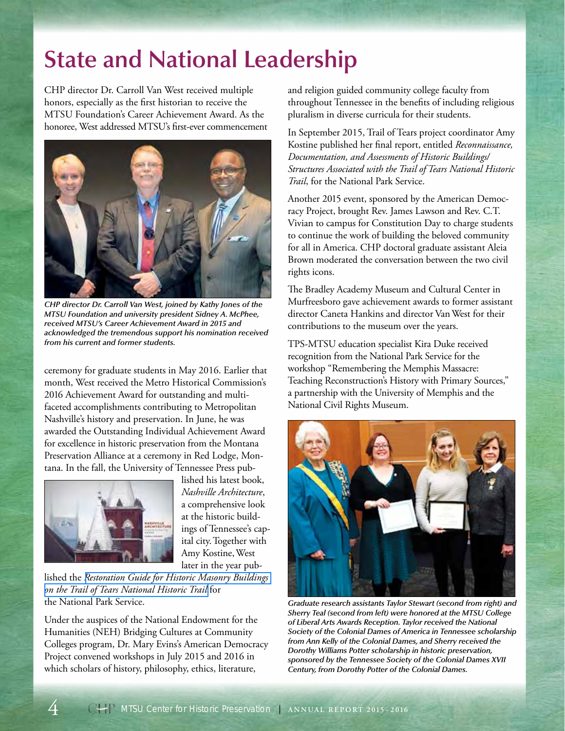# State and National Leadership

CHP director Dr. Carroll Van West received multiple honors, especially as the first historian to receive the MTSU Foundation's Career Achievement Award. As the honoree, West addressed MTSU's first-ever commencement ceremony for graduate students in May 2016. Earlier that month, West received the Metro Historical Commission's 2016 Achievement Award for outstanding and multi-faceted accomplishments contributing to Metropolitan Nashville's history and preservation. In June, he was awarded the Outstanding Individual Achievement Award for excellence in historic preservation from the Montana Preservation Alliance at a ceremony in Red Lodge, Montana. In the fall, the University of Tennessee Press published his latest book, *Nashville Architecture*, a comprehensive look at the historic buildings of Tennessee's capital city. Together with Amy Kostine, West later in the year published the *Restoration Guide for Historic Masonry Buildings on the Trail of Tears National Historic Trail* for the National Park Service.

*CHP director Dr. Carroll Van West, joined by Kathy Jones of the MTSU Foundation and university president Sidney A. McPhee, received MTSU's Career Achievement Award in 2015 and acknowledged the tremendous support his nomination received from his current and former students.*

Under the auspices of the National Endowment for the Humanities (NEH) Bridging Cultures at Community Colleges program, Dr. Mary Evins's American Democracy Project convened workshops in July 2015 and 2016 in which scholars of history, philosophy, ethics, literature, and religion guided community college faculty from throughout Tennessee in the benefits of including religious pluralism in diverse curricula for their students.

In September 2015, Trail of Tears project coordinator Amy Kostine published her final report, entitled *Reconnaissance, Documentation, and Assessments of Historic Buildings/Structures Associated with the Trail of Tears National Historic Trail*, for the National Park Service.

Another 2015 event, sponsored by the American Democracy Project, brought Rev. James Lawson and Rev. C.T. Vivian to campus for Constitution Day to charge students to continue the work of building the beloved community for all in America. CHP doctoral graduate assistant Aleia Brown moderated the conversation between the two civil rights icons.

The Bradley Academy Museum and Cultural Center in Murfreesboro gave achievement awards to former assistant director Caneta Hankins and director Van West for their contributions to the museum over the years.

TPS-MTSU education specialist Kira Duke received recognition from the National Park Service for the workshop "Remembering the Memphis Massacre: Teaching Reconstruction's History with Primary Sources," a partnership with the University of Memphis and the National Civil Rights Museum.

*Graduate research assistants Taylor Stewart (second from right) and Sherry Teal (second from left) were honored at the MTSU College of Liberal Arts Awards Reception. Taylor received the National Society of the Colonial Dames of America in Tennessee scholarship from Ann Kelly of the Colonial Dames, and Sherry received the Dorothy Williams Potter scholarship in historic preservation, sponsored by the Tennessee Society of the Colonial Dames XVII Century, from Dorothy Potter of the Colonial Dames.*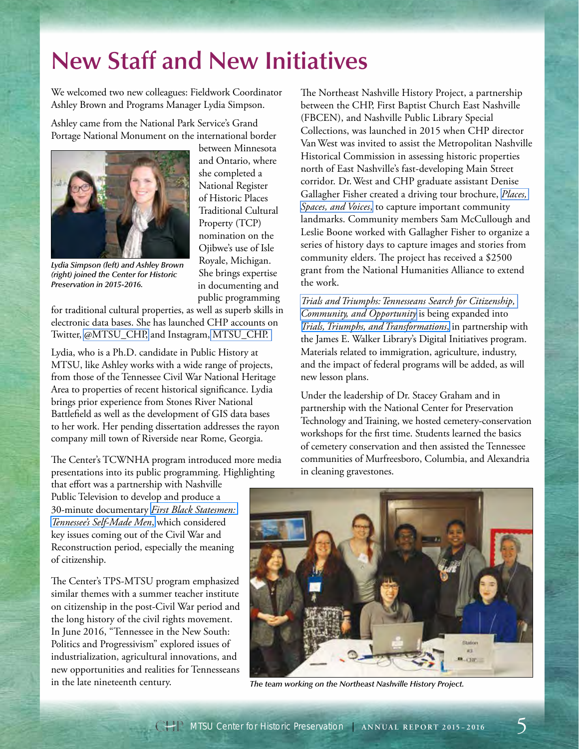# New Staff and New Initiatives

We welcomed two new colleagues: Fieldwork Coordinator Ashley Brown and Programs Manager Lydia Simpson.

Ashley came from the National Park Service's Grand Portage National Monument on the international border between Minnesota and Ontario, where she completed a National Register of Historic Places Traditional Cultural Property (TCP) nomination on the Ojibwe's use of Isle Royale, Michigan. She brings expertise in documenting and public programming for traditional cultural properties, as well as superb skills in electronic data bases. She has launched CHP accounts on Twitter, @MTSU_CHP, and Instagram, MTSU_CHP.

*Lydia Simpson (left) and Ashley Brown (right) joined the Center for Historic Preservation in 2015-2016.*

Lydia, who is a Ph.D. candidate in Public History at MTSU, like Ashley works with a wide range of projects, from those of the Tennessee Civil War National Heritage Area to properties of recent historical significance. Lydia brings prior experience from Stones River National Battlefield as well as the development of GIS data bases to her work. Her pending dissertation addresses the rayon company mill town of Riverside near Rome, Georgia.

The Center's TCWNHA program introduced more media presentations into its public programming. Highlighting that effort was a partnership with Nashville Public Television to develop and produce a 30-minute documentary *First Black Statesmen: Tennessee's Self-Made Men*, which considered key issues coming out of the Civil War and Reconstruction period, especially the meaning of citizenship.

The Center's TPS-MTSU program emphasized similar themes with a summer teacher institute on citizenship in the post-Civil War period and the long history of the civil rights movement. In June 2016, "Tennessee in the New South: Politics and Progressivism" explored issues of industrialization, agricultural innovations, and new opportunities and realities for Tennesseans in the late nineteenth century.

The Northeast Nashville History Project, a partnership between the CHP, First Baptist Church East Nashville (FBCEN), and Nashville Public Library Special Collections, was launched in 2015 when CHP director Van West was invited to assist the Metropolitan Nashville Historical Commission in assessing historic properties north of East Nashville's fast-developing Main Street corridor. Dr. West and CHP graduate assistant Denise Gallagher Fisher created a driving tour brochure, *Places, Spaces, and Voices*, to capture important community landmarks. Community members Sam McCullough and Leslie Boone worked with Gallagher Fisher to organize a series of history days to capture images and stories from community elders. The project has received a $2500 grant from the National Humanities Alliance to extend the work.

*Trials and Triumphs: Tennesseans Search for Citizenship, Community, and Opportunity* is being expanded into *Trials, Triumphs, and Transformations*, in partnership with the James E. Walker Library's Digital Initiatives program. Materials related to immigration, agriculture, industry, and the impact of federal programs will be added, as will new lesson plans.

Under the leadership of Dr. Stacey Graham and in partnership with the National Center for Preservation Technology and Training, we hosted cemetery-conservation workshops for the first time. Students learned the basics of cemetery conservation and then assisted the Tennessee communities of Murfreesboro, Columbia, and Alexandria in cleaning gravestones.

*The team working on the Northeast Nashville History Project.*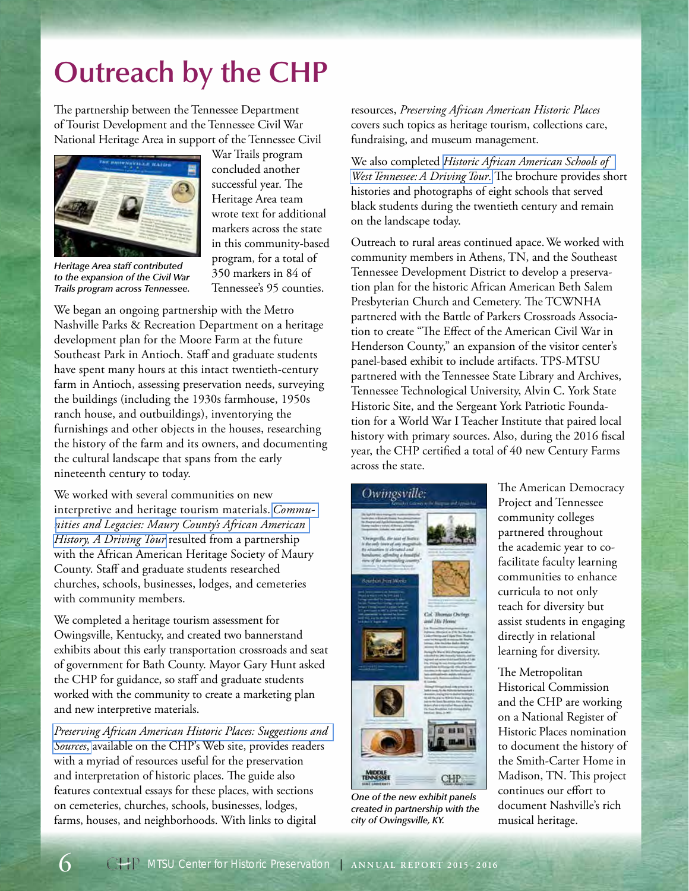# Outreach by the CHP

The partnership between the Tennessee Department of Tourist Development and the Tennessee Civil War National Heritage Area in support of the Tennessee Civil War Trails program concluded another successful year. The Heritage Area team wrote text for additional markers across the state in this community-based program, for a total of 350 markers in 84 of Tennessee's 95 counties.

*Heritage Area staff contributed to the expansion of the Civil War Trails program across Tennessee.*

We began an ongoing partnership with the Metro Nashville Parks & Recreation Department on a heritage development plan for the Moore Farm at the future Southeast Park in Antioch. Staff and graduate students have spent many hours at this intact twentieth-century farm in Antioch, assessing preservation needs, surveying the buildings (including the 1930s farmhouse, 1950s ranch house, and outbuildings), inventorying the furnishings and other objects in the houses, researching the history of the farm and its owners, and documenting the cultural landscape that spans from the early nineteenth century to today.

We worked with several communities on new interpretive and heritage tourism materials. *Communities and Legacies: Maury County's African American History, A Driving Tour* resulted from a partnership with the African American Heritage Society of Maury County. Staff and graduate students researched churches, schools, businesses, lodges, and cemeteries with community members.

We completed a heritage tourism assessment for Owingsville, Kentucky, and created two bannerstand exhibits about this early transportation crossroads and seat of government for Bath County. Mayor Gary Hunt asked the CHP for guidance, so staff and graduate students worked with the community to create a marketing plan and new interpretive materials.

*Preserving African American Historic Places: Suggestions and Sources*, available on the CHP's Web site, provides readers with a myriad of resources useful for the preservation and interpretation of historic places. The guide also features contextual essays for these places, with sections on cemeteries, churches, schools, businesses, lodges, farms, houses, and neighborhoods. With links to digital resources, *Preserving African American Historic Places* covers such topics as heritage tourism, collections care, fundraising, and museum management.

We also completed *Historic African American Schools of West Tennessee: A Driving Tour*. The brochure provides short histories and photographs of eight schools that served black students during the twentieth century and remain on the landscape today.

Outreach to rural areas continued apace. We worked with community members in Athens, TN, and the Southeast Tennessee Development District to develop a preservation plan for the historic African American Beth Salem Presbyterian Church and Cemetery. The TCWNHA partnered with the Battle of Parkers Crossroads Association to create "The Effect of the American Civil War in Henderson County," an expansion of the visitor center's panel-based exhibit to include artifacts. TPS-MTSU partnered with the Tennessee State Library and Archives, Tennessee Technological University, Alvin C. York State Historic Site, and the Sergeant York Patriotic Foundation for a World War I Teacher Institute that paired local history with primary sources. Also, during the 2016 fiscal year, the CHP certified a total of 40 new Century Farms across the state.

*One of the new exhibit panels created in partnership with the city of Owingsville, KY.*

The American Democracy Project and Tennessee community colleges partnered throughout the academic year to co-facilitate faculty learning communities to enhance curricula to not only teach for diversity but assist students in engaging directly in relational learning for diversity.

The Metropolitan Historical Commission and the CHP are working on a National Register of Historic Places nomination to document the history of the Smith-Carter Home in Madison, TN. This project continues our effort to document Nashville's rich musical heritage.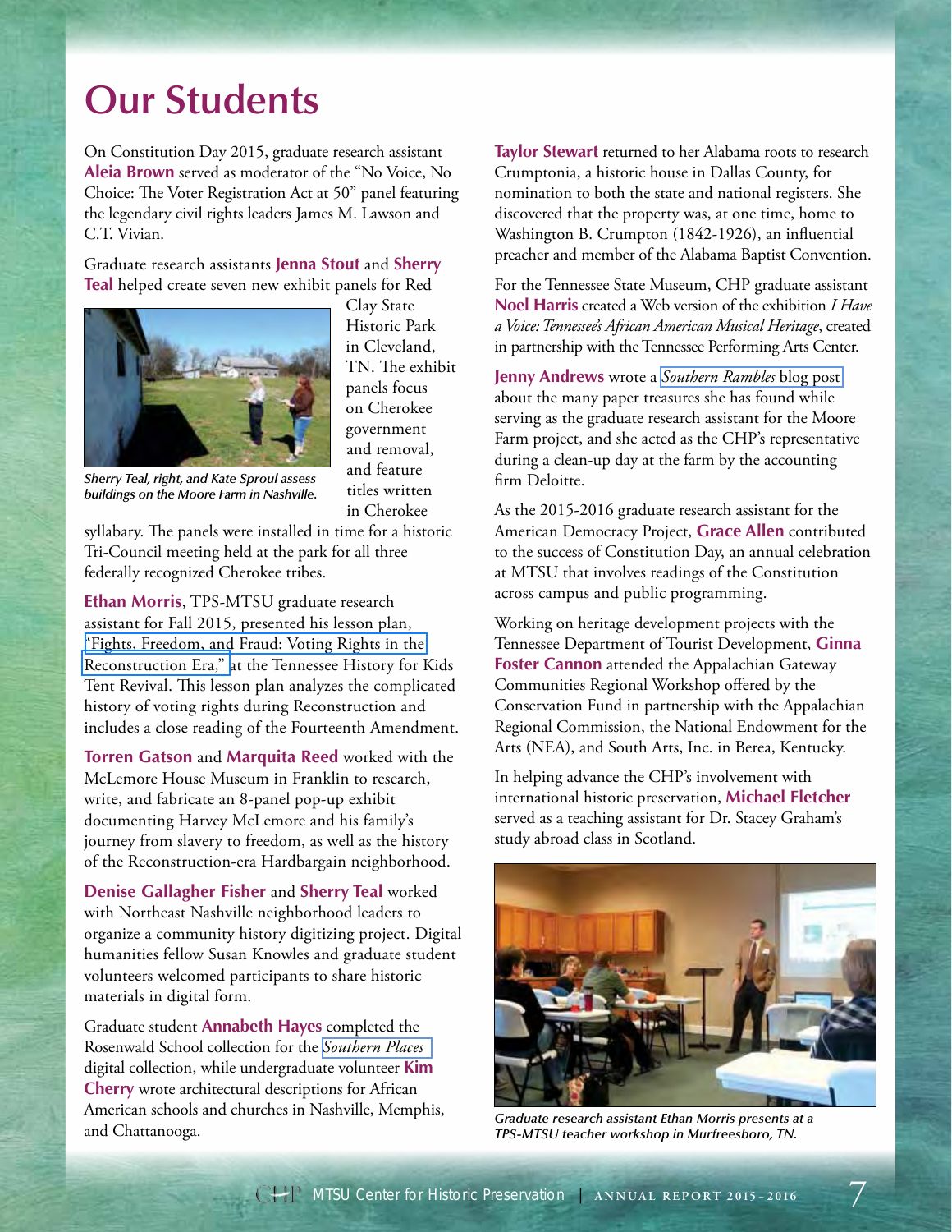# Our Students

On Constitution Day 2015, graduate research assistant **Aleia Brown** served as moderator of the "No Voice, No Choice: The Voter Registration Act at 50" panel featuring the legendary civil rights leaders James M. Lawson and C.T. Vivian.

Graduate research assistants **Jenna Stout** and **Sherry Teal** helped create seven new exhibit panels for Red Clay State Historic Park in Cleveland, TN. The exhibit panels focus on Cherokee government and removal, and feature titles written in Cherokee syllabary. The panels were installed in time for a historic Tri-Council meeting held at the park for all three federally recognized Cherokee tribes.

*Sherry Teal, right, and Kate Sproul assess buildings on the Moore Farm in Nashville.*

**Ethan Morris**, TPS-MTSU graduate research assistant for Fall 2015, presented his lesson plan, "Fights, Freedom, and Fraud: Voting Rights in the Reconstruction Era," at the Tennessee History for Kids Tent Revival. This lesson plan analyzes the complicated history of voting rights during Reconstruction and includes a close reading of the Fourteenth Amendment.

**Torren Gatson** and **Marquita Reed** worked with the McLemore House Museum in Franklin to research, write, and fabricate an 8-panel pop-up exhibit documenting Harvey McLemore and his family's journey from slavery to freedom, as well as the history of the Reconstruction-era Hardbargain neighborhood.

**Denise Gallagher Fisher** and **Sherry Teal** worked with Northeast Nashville neighborhood leaders to organize a community history digitizing project. Digital humanities fellow Susan Knowles and graduate student volunteers welcomed participants to share historic materials in digital form.

Graduate student **Annabeth Hayes** completed the Rosenwald School collection for the *Southern Places* digital collection, while undergraduate volunteer **Kim Cherry** wrote architectural descriptions for African American schools and churches in Nashville, Memphis, and Chattanooga.

**Taylor Stewart** returned to her Alabama roots to research Crumptonia, a historic house in Dallas County, for nomination to both the state and national registers. She discovered that the property was, at one time, home to Washington B. Crumpton (1842-1926), an influential preacher and member of the Alabama Baptist Convention.

For the Tennessee State Museum, CHP graduate assistant **Noel Harris** created a Web version of the exhibition *I Have a Voice: Tennessee's African American Musical Heritage*, created in partnership with the Tennessee Performing Arts Center.

**Jenny Andrews** wrote a *Southern Rambles* blog post about the many paper treasures she has found while serving as the graduate research assistant for the Moore Farm project, and she acted as the CHP's representative during a clean-up day at the farm by the accounting firm Deloitte.

As the 2015-2016 graduate research assistant for the American Democracy Project, **Grace Allen** contributed to the success of Constitution Day, an annual celebration at MTSU that involves readings of the Constitution across campus and public programming.

Working on heritage development projects with the Tennessee Department of Tourist Development, **Ginna Foster Cannon** attended the Appalachian Gateway Communities Regional Workshop offered by the Conservation Fund in partnership with the Appalachian Regional Commission, the National Endowment for the Arts (NEA), and South Arts, Inc. in Berea, Kentucky.

In helping advance the CHP's involvement with international historic preservation, **Michael Fletcher** served as a teaching assistant for Dr. Stacey Graham's study abroad class in Scotland.

*Graduate research assistant Ethan Morris presents at a TPS-MTSU teacher workshop in Murfreesboro, TN.*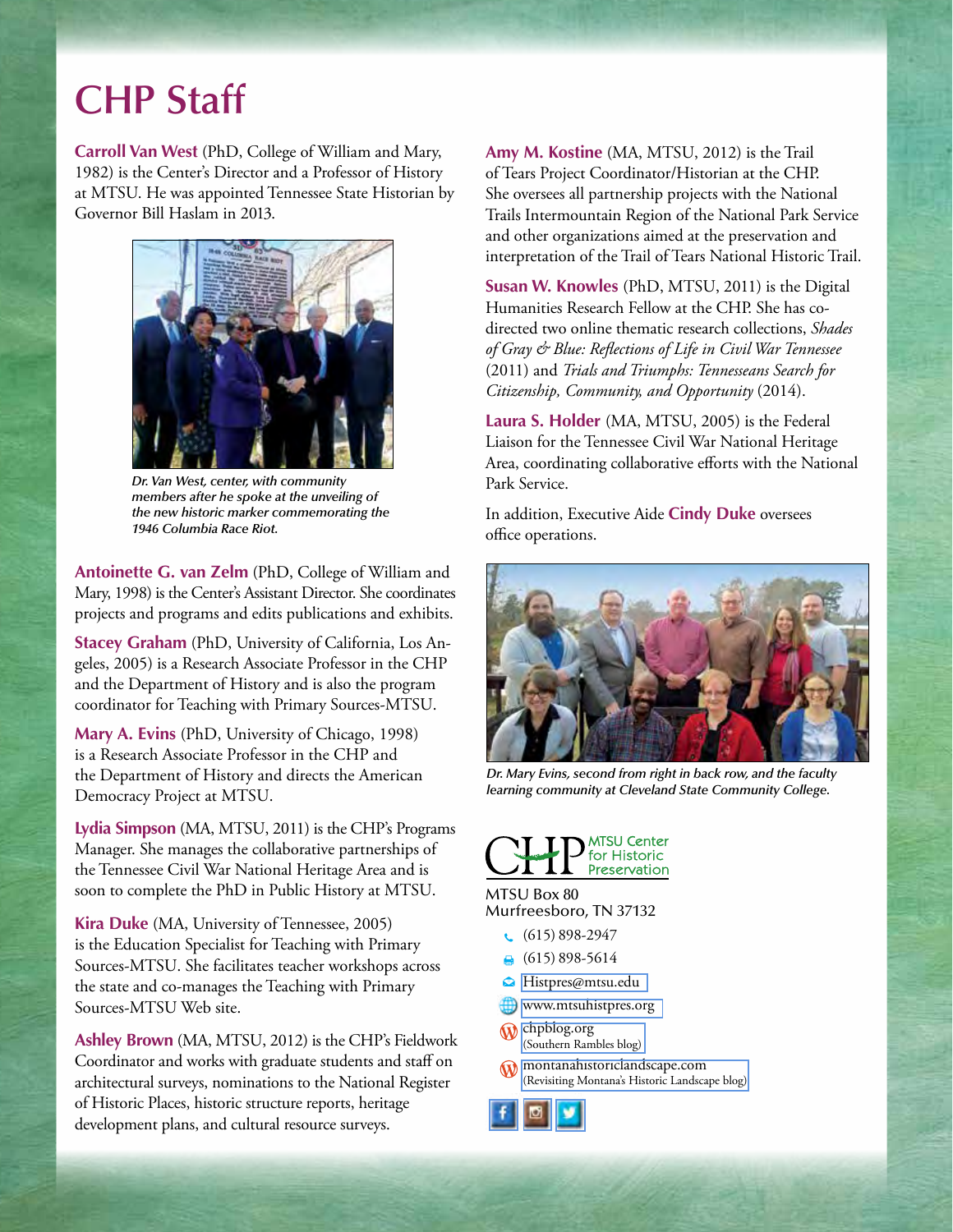# CHP Staff

**Carroll Van West** (PhD, College of William and Mary, 1982) is the Center's Director and a Professor of History at MTSU. He was appointed Tennessee State Historian by Governor Bill Haslam in 2013.

*Dr. Van West, center, with community members after he spoke at the unveiling of the new historic marker commemorating the 1946 Columbia Race Riot.*

**Antoinette G. van Zelm** (PhD, College of William and Mary, 1998) is the Center's Assistant Director. She coordinates projects and programs and edits publications and exhibits.

**Stacey Graham** (PhD, University of California, Los Angeles, 2005) is a Research Associate Professor in the CHP and the Department of History and is also the program coordinator for Teaching with Primary Sources-MTSU.

**Mary A. Evins** (PhD, University of Chicago, 1998) is a Research Associate Professor in the CHP and the Department of History and directs the American Democracy Project at MTSU.

**Lydia Simpson** (MA, MTSU, 2011) is the CHP's Programs Manager. She manages the collaborative partnerships of the Tennessee Civil War National Heritage Area and is soon to complete the PhD in Public History at MTSU.

**Kira Duke** (MA, University of Tennessee, 2005) is the Education Specialist for Teaching with Primary Sources-MTSU. She facilitates teacher workshops across the state and co-manages the Teaching with Primary Sources-MTSU Web site.

**Ashley Brown** (MA, MTSU, 2012) is the CHP's Fieldwork Coordinator and works with graduate students and staff on architectural surveys, nominations to the National Register of Historic Places, historic structure reports, heritage development plans, and cultural resource surveys.

**Amy M. Kostine** (MA, MTSU, 2012) is the Trail of Tears Project Coordinator/Historian at the CHP. She oversees all partnership projects with the National Trails Intermountain Region of the National Park Service and other organizations aimed at the preservation and interpretation of the Trail of Tears National Historic Trail.

**Susan W. Knowles** (PhD, MTSU, 2011) is the Digital Humanities Research Fellow at the CHP. She has co-directed two online thematic research collections, *Shades of Gray & Blue: Reflections of Life in Civil War Tennessee* (2011) and *Trials and Triumphs: Tennesseans Search for Citizenship, Community, and Opportunity* (2014).

**Laura S. Holder** (MA, MTSU, 2005) is the Federal Liaison for the Tennessee Civil War National Heritage Area, coordinating collaborative efforts with the National Park Service.

In addition, Executive Aide **Cindy Duke** oversees office operations.

*Dr. Mary Evins, second from right in back row, and the faculty learning community at Cleveland State Community College.*

CHP MTSU Center for Historic Preservation

MTSU Box 80
Murfreesboro, TN 37132

- (615) 898-2947
- (615) 898-5614
- Histpres@mtsu.edu
- www.mtsuhistpres.org
- chpblog.org (Southern Rambles blog)
- montanahistoriclandscape.com (Revisiting Montana's Historic Landscape blog)